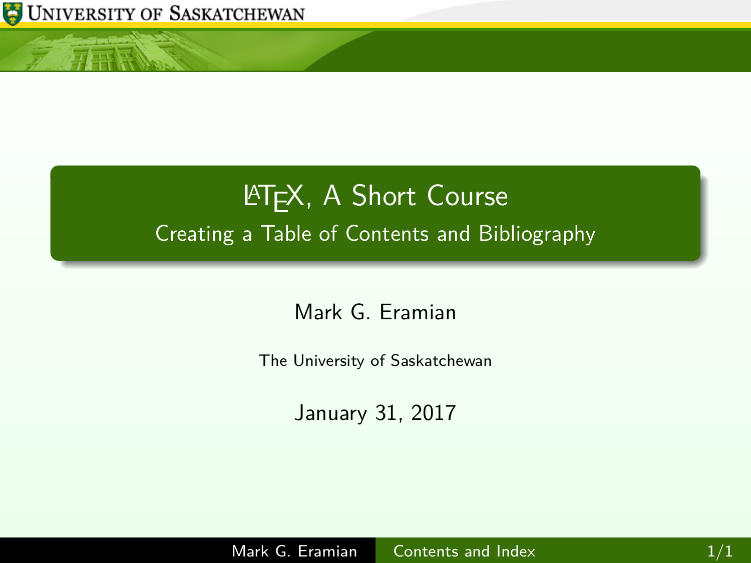# LaTeX, A Short Course

## Creating a Table of Contents and Bibliography

Mark G. Eramian

The University of Saskatchewan

January 31, 2017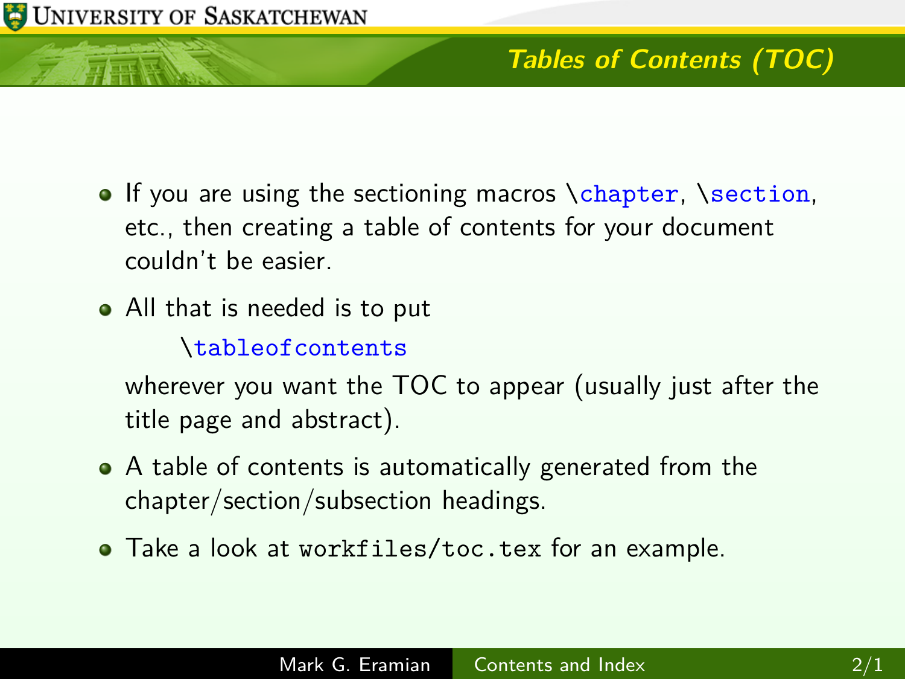## Tables of Contents (TOC)

- If you are using the sectioning macros `\chapter`, `\section`, etc., then creating a table of contents for your document couldn't be easier.
- All that is needed is to put

  ```
  \tableofcontents
  ```

  wherever you want the TOC to appear (usually just after the title page and abstract).
- A table of contents is automatically generated from the chapter/section/subsection headings.
- Take a look at `workfiles/toc.tex` for an example.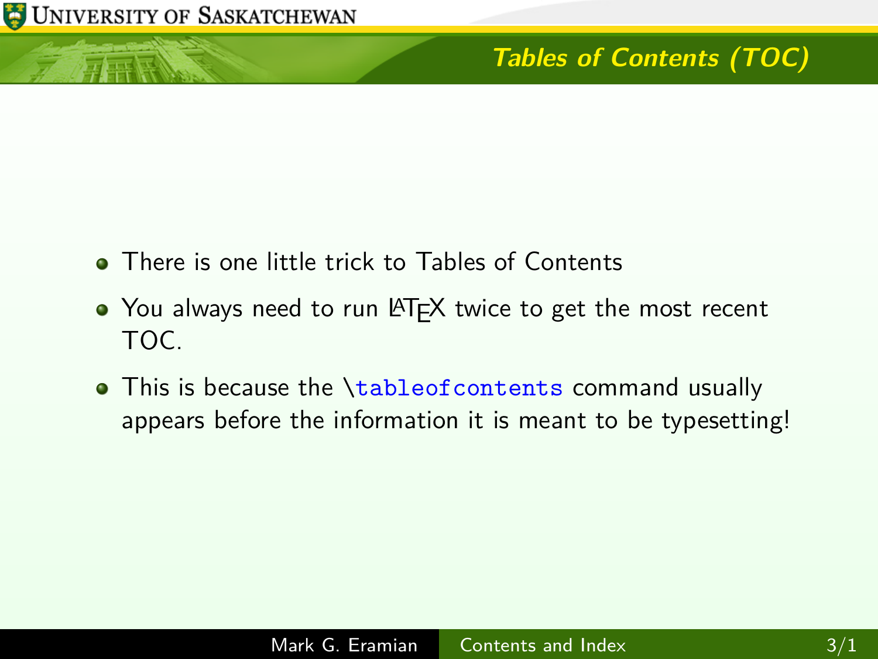## Tables of Contents (TOC)

- There is one little trick to Tables of Contents
- You always need to run LaTeX twice to get the most recent TOC.
- This is because the `\tableofcontents` command usually appears before the information it is meant to be typesetting!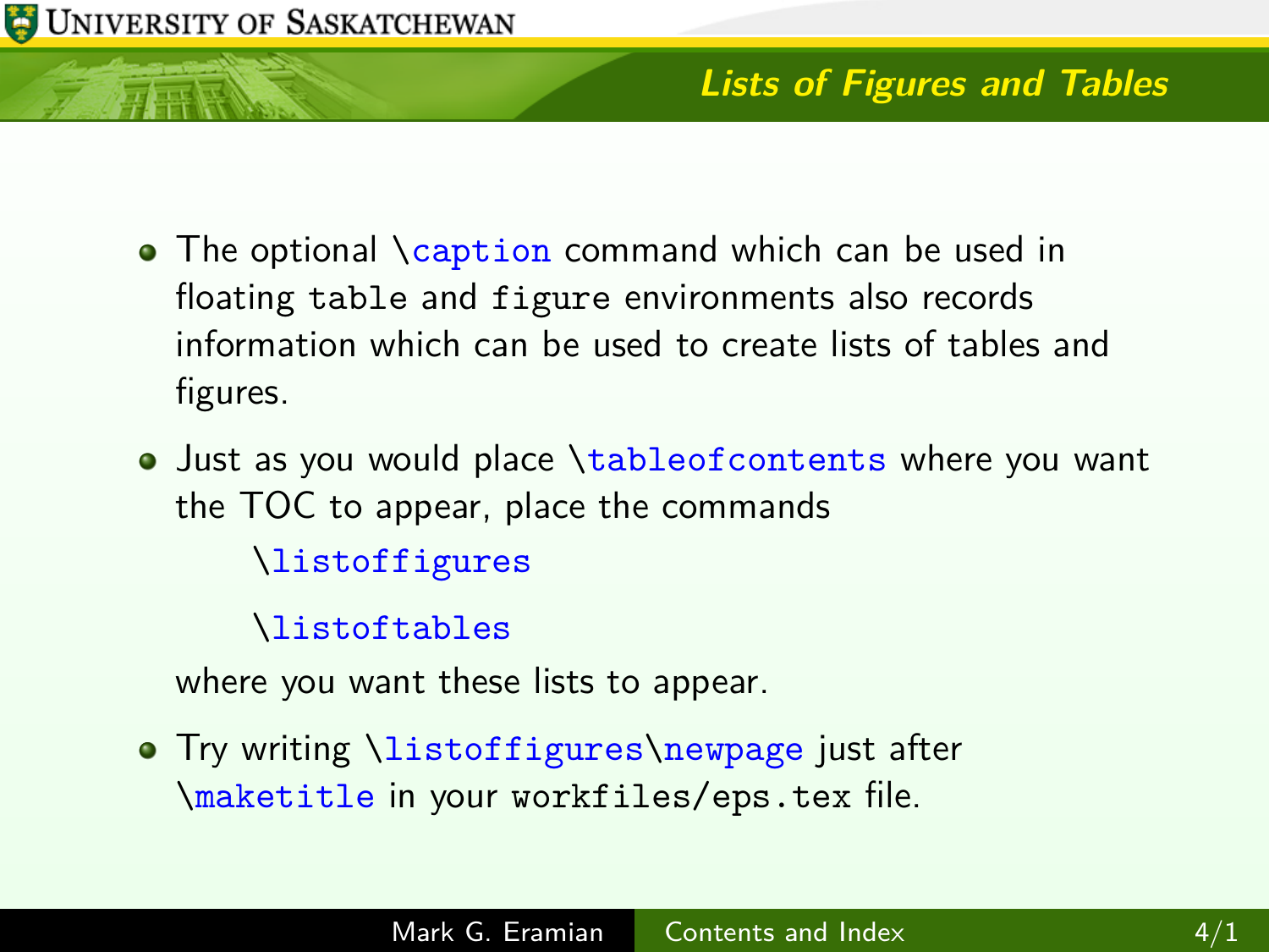## Lists of Figures and Tables

- The optional `\caption` command which can be used in floating `table` and `figure` environments also records information which can be used to create lists of tables and figures.
- Just as you would place `\tableofcontents` where you want the TOC to appear, place the commands

  `\listoffigures`

  `\listoftables`

  where you want these lists to appear.
- Try writing `\listoffigures\newpage` just after `\maketitle` in your `workfiles/eps.tex` file.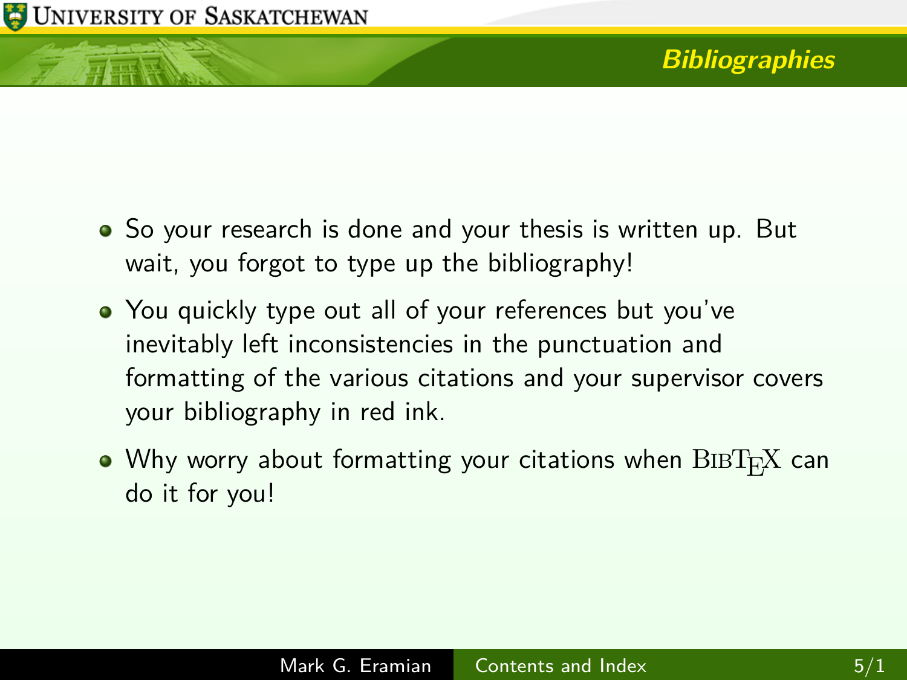## Bibliographies

- So your research is done and your thesis is written up. But wait, you forgot to type up the bibliography!
- You quickly type out all of your references but you've inevitably left inconsistencies in the punctuation and formatting of the various citations and your supervisor covers your bibliography in red ink.
- Why worry about formatting your citations when BibTeX can do it for you!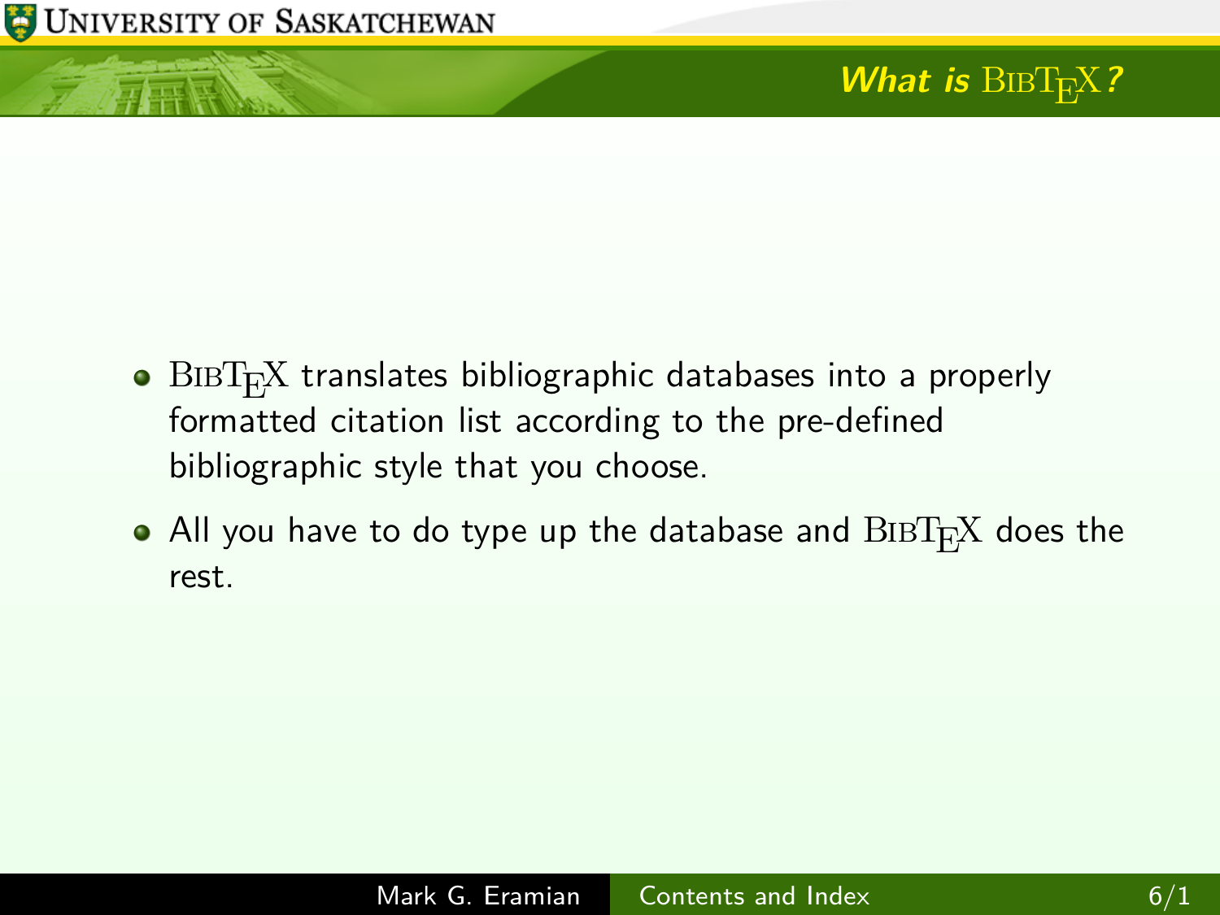## What is BibTeX?

- BibTeX translates bibliographic databases into a properly formatted citation list according to the pre-defined bibliographic style that you choose.
- All you have to do type up the database and BibTeX does the rest.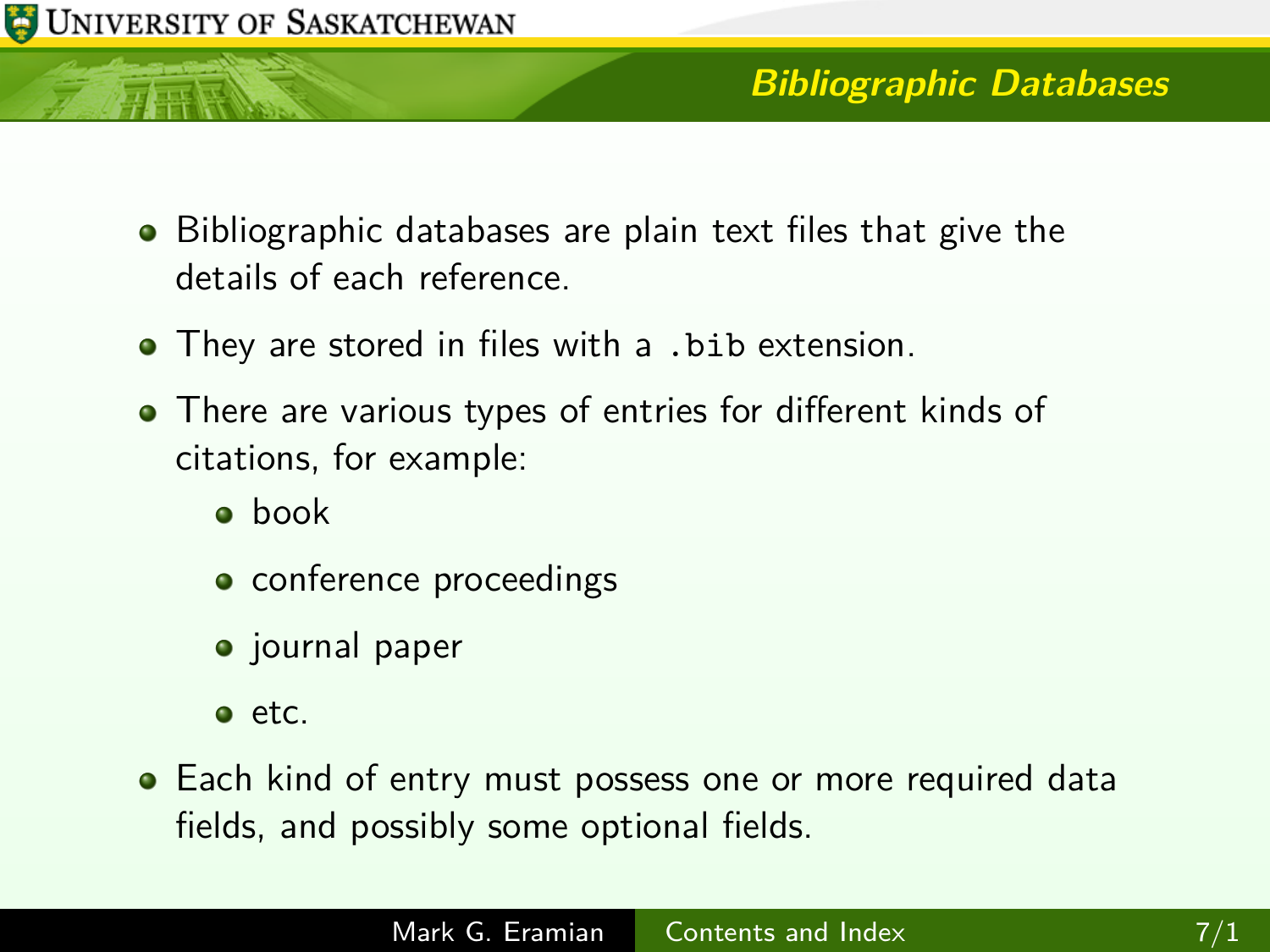## Bibliographic Databases

- Bibliographic databases are plain text files that give the details of each reference.
- They are stored in files with a `.bib` extension.
- There are various types of entries for different kinds of citations, for example:
  - book
  - conference proceedings
  - journal paper
  - etc.
- Each kind of entry must possess one or more required data fields, and possibly some optional fields.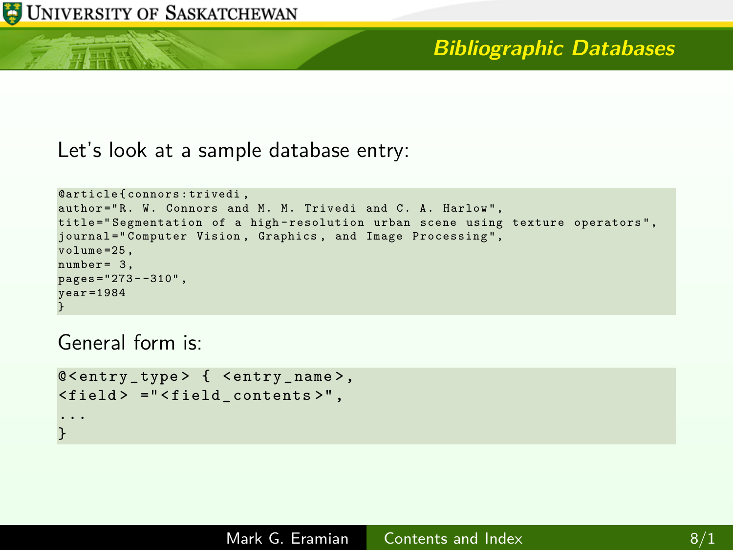## Bibliographic Databases

Let's look at a sample database entry:

```
@article{connors:trivedi,
author="R. W. Connors and M. M. Trivedi and C. A. Harlow",
title="Segmentation of a high-resolution urban scene using texture operators",
journal="Computer Vision, Graphics, and Image Processing",
volume=25,
number= 3,
pages="273--310",
year=1984
}
```

General form is:

```
@<entry_type> { <entry_name>,
<field> ="<field_contents>",
...
}
```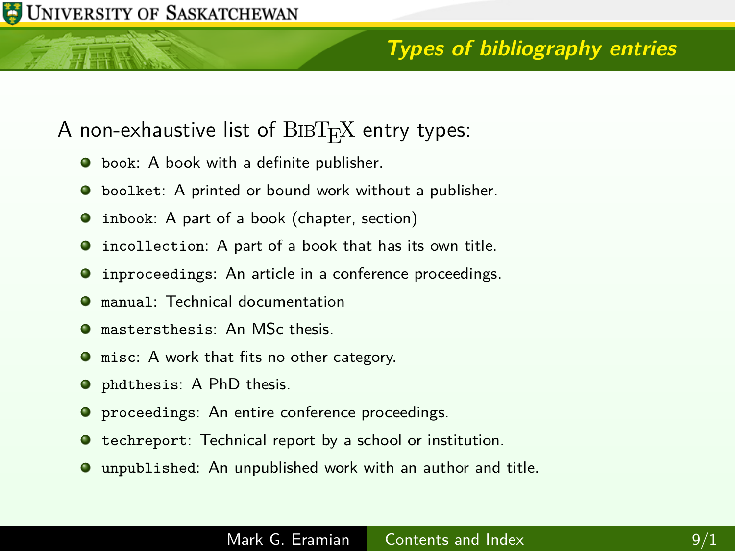## Types of bibliography entries

A non-exhaustive list of BibTeX entry types:

- `book`: A book with a definite publisher.
- `boolket`: A printed or bound work without a publisher.
- `inbook`: A part of a book (chapter, section)
- `incollection`: A part of a book that has its own title.
- `inproceedings`: An article in a conference proceedings.
- `manual`: Technical documentation
- `mastersthesis`: An MSc thesis.
- `misc`: A work that fits no other category.
- `phdthesis`: A PhD thesis.
- `proceedings`: An entire conference proceedings.
- `techreport`: Technical report by a school or institution.
- `unpublished`: An unpublished work with an author and title.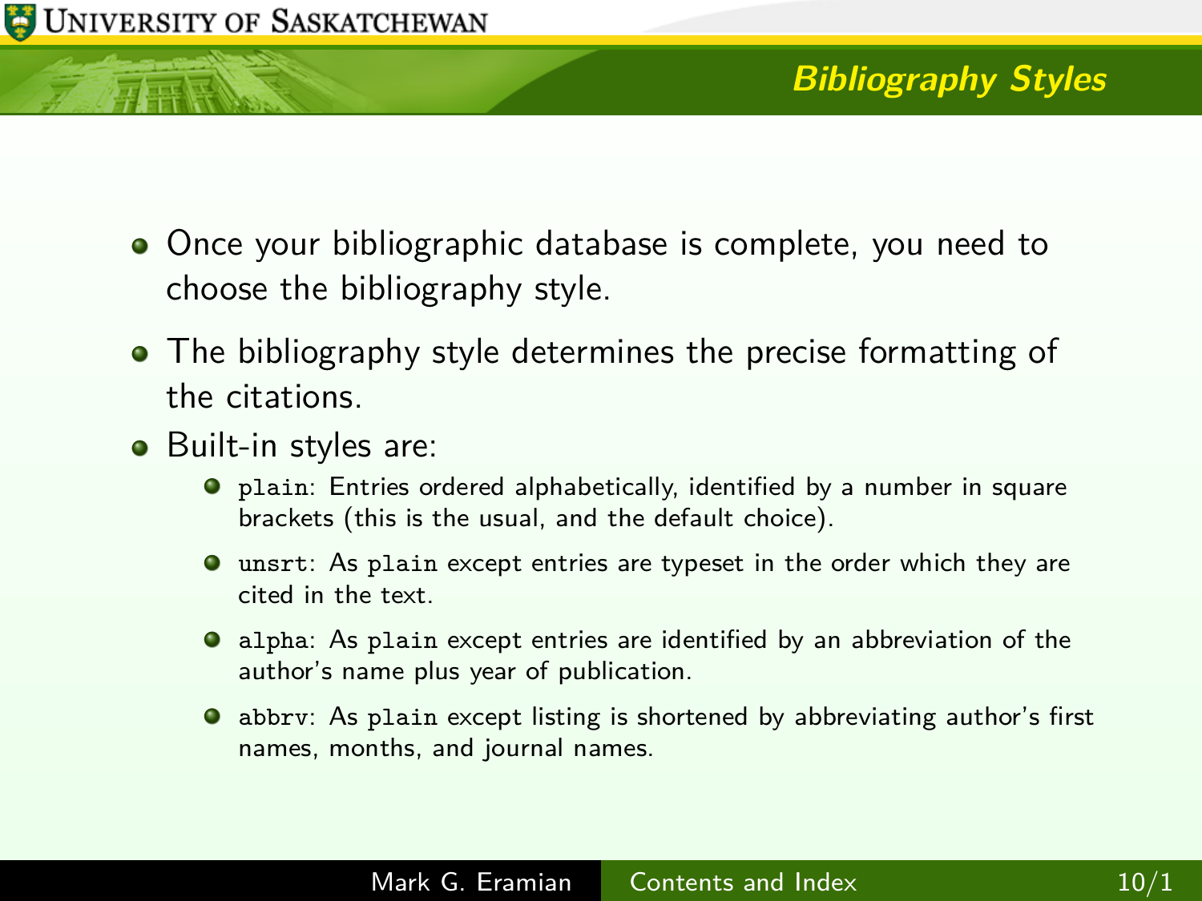## Bibliography Styles

- Once your bibliographic database is complete, you need to choose the bibliography style.
- The bibliography style determines the precise formatting of the citations.
- Built-in styles are:
  - `plain`: Entries ordered alphabetically, identified by a number in square brackets (this is the usual, and the default choice).
  - `unsrt`: As `plain` except entries are typeset in the order which they are cited in the text.
  - `alpha`: As `plain` except entries are identified by an abbreviation of the author's name plus year of publication.
  - `abbrv`: As `plain` except listing is shortened by abbreviating author's first names, months, and journal names.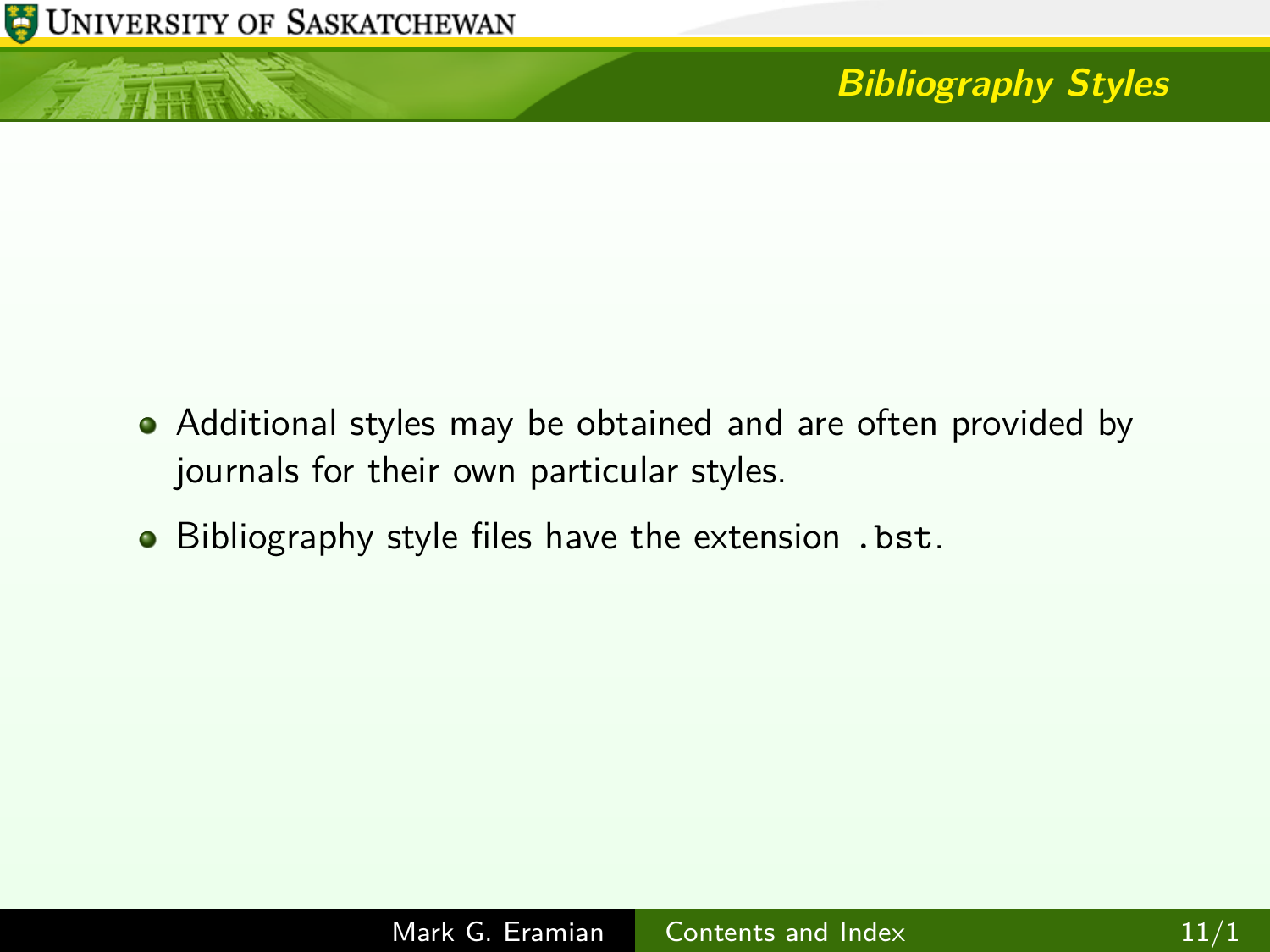## Bibliography Styles

- Additional styles may be obtained and are often provided by journals for their own particular styles.
- Bibliography style files have the extension `.bst`.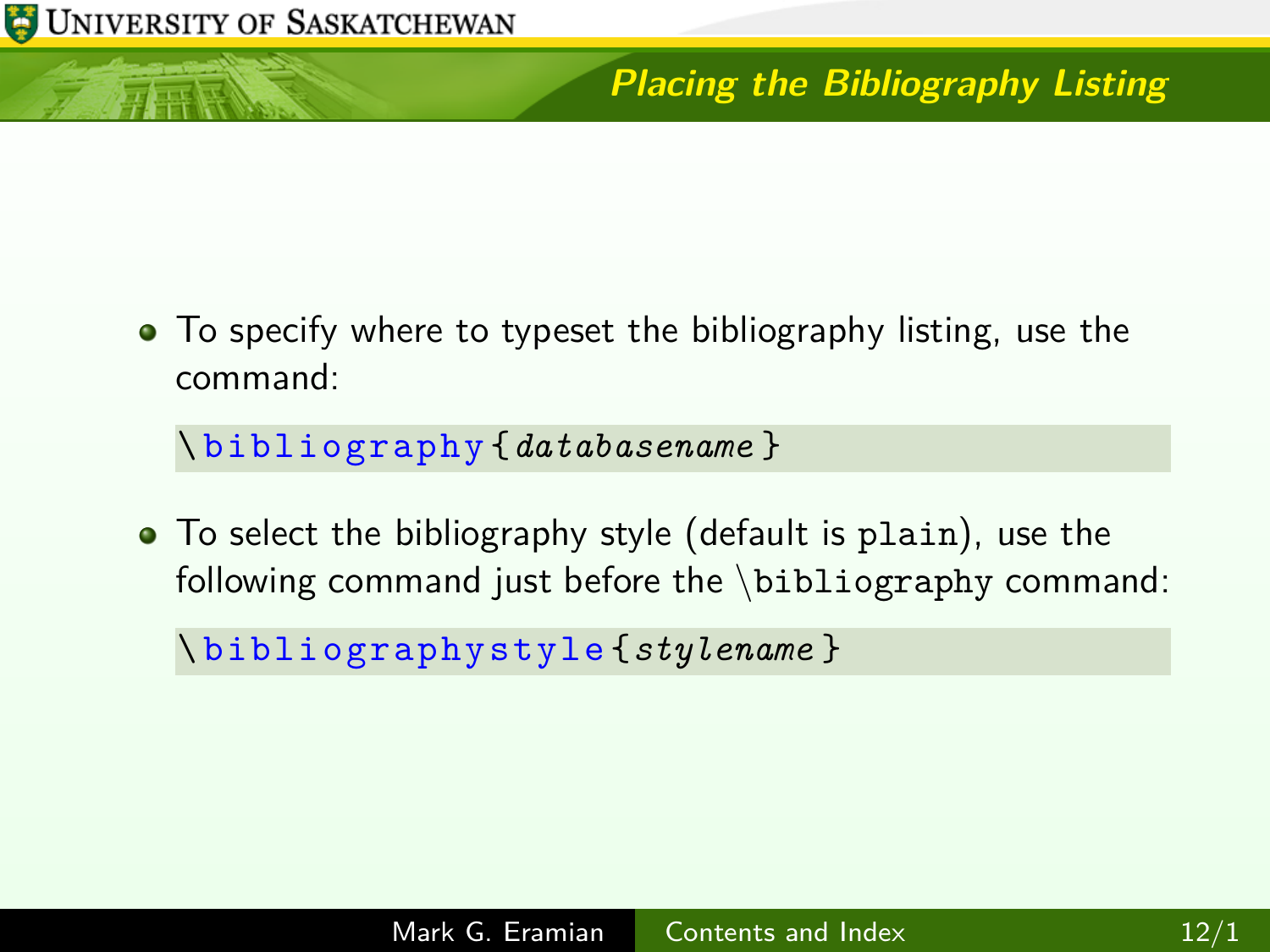## Placing the Bibliography Listing

- To specify where to typeset the bibliography listing, use the command:

```
\bibliography{databasename}
```

- To select the bibliography style (default is `plain`), use the following command just before the `\bibliography` command:

```
\bibliographystyle{stylename}
```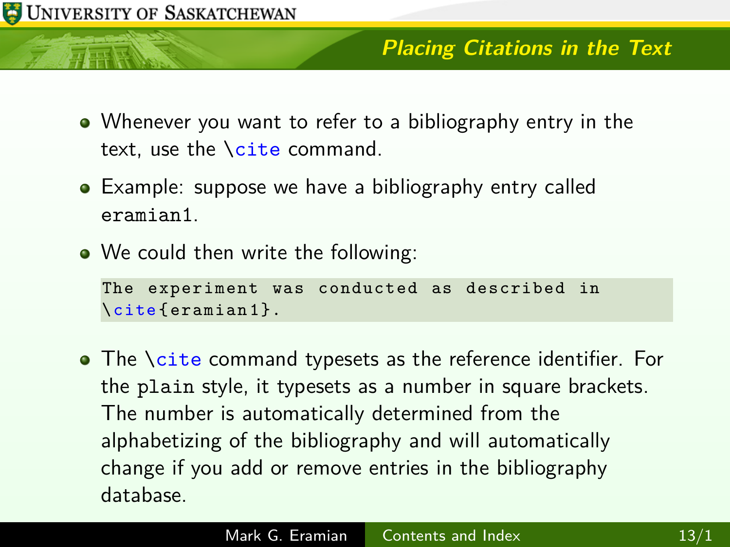## Placing Citations in the Text

- Whenever you want to refer to a bibliography entry in the text, use the `\cite` command.
- Example: suppose we have a bibliography entry called `eramian1`.
- We could then write the following:

```
The experiment was conducted as described in
\cite{eramian1}.
```

- The `\cite` command typesets as the reference identifier. For the `plain` style, it typesets as a number in square brackets. The number is automatically determined from the alphabetizing of the bibliography and will automatically change if you add or remove entries in the bibliography database.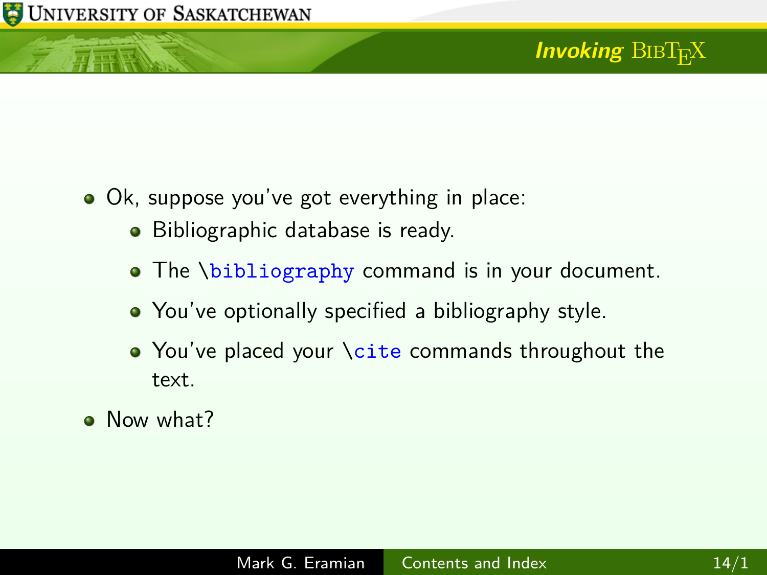## *Invoking* BibTeX

- Ok, suppose you've got everything in place:
  - Bibliographic database is ready.
  - The `\bibliography` command is in your document.
  - You've optionally specified a bibliography style.
  - You've placed your `\cite` commands throughout the text.
- Now what?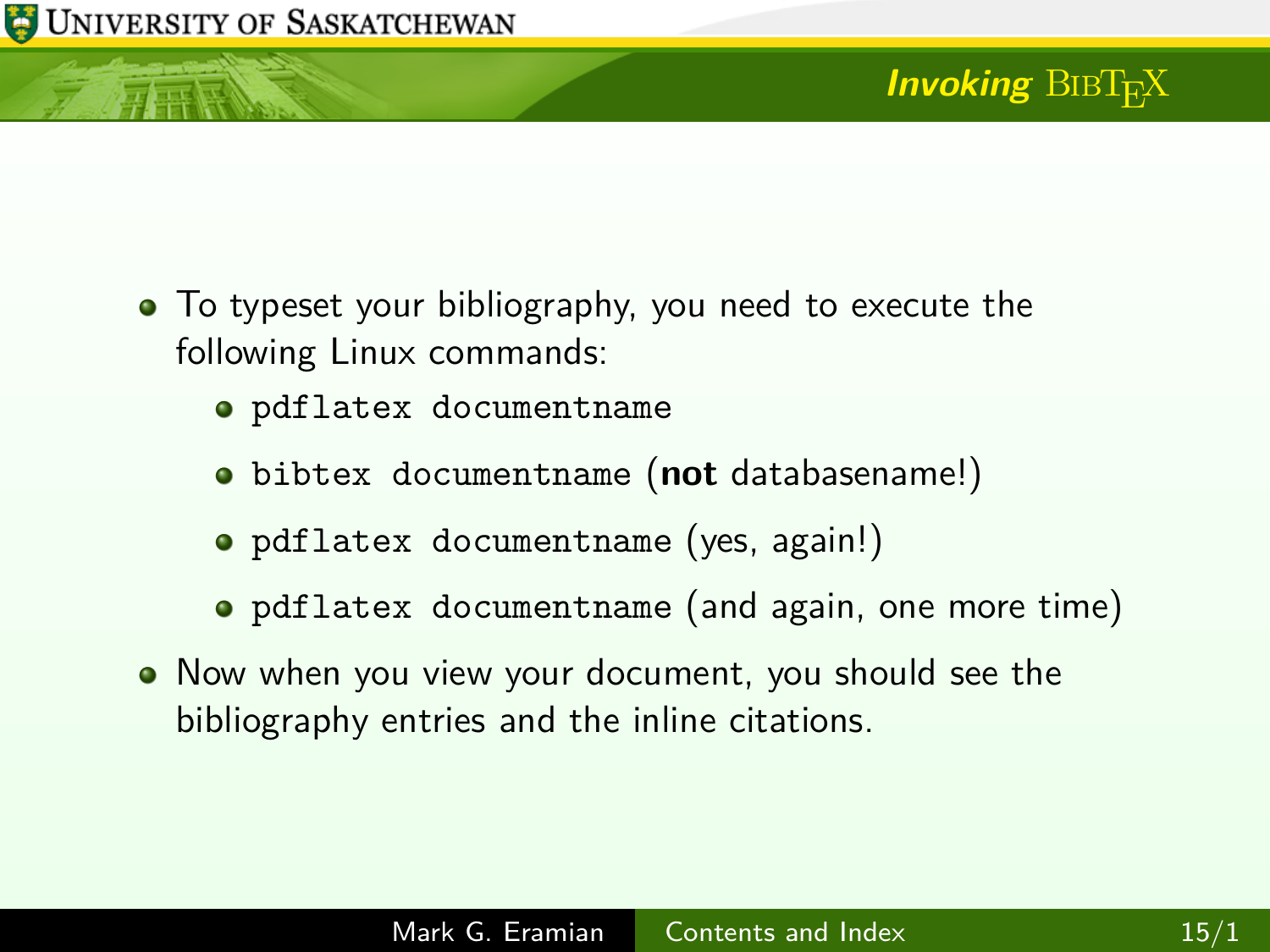## *Invoking* BibTeX

- To typeset your bibliography, you need to execute the following Linux commands:
  - `pdflatex documentname`
  - `bibtex documentname` (**not** databasename!)
  - `pdflatex documentname` (yes, again!)
  - `pdflatex documentname` (and again, one more time)
- Now when you view your document, you should see the bibliography entries and the inline citations.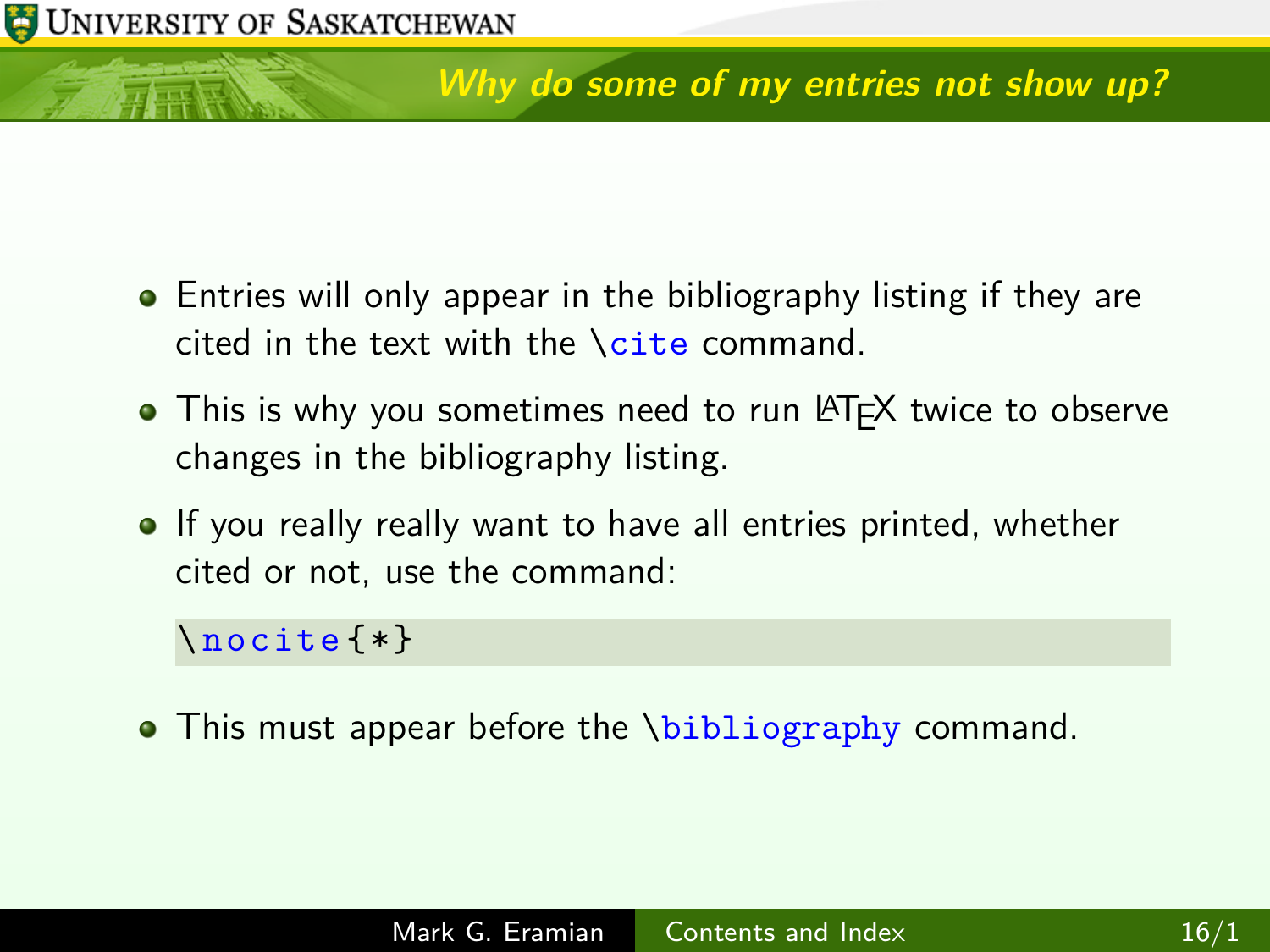## Why do some of my entries not show up?

- Entries will only appear in the bibliography listing if they are cited in the text with the `\cite` command.
- This is why you sometimes need to run LaTeX twice to observe changes in the bibliography listing.
- If you really really want to have all entries printed, whether cited or not, use the command:

```
\nocite{*}
```

- This must appear before the `\bibliography` command.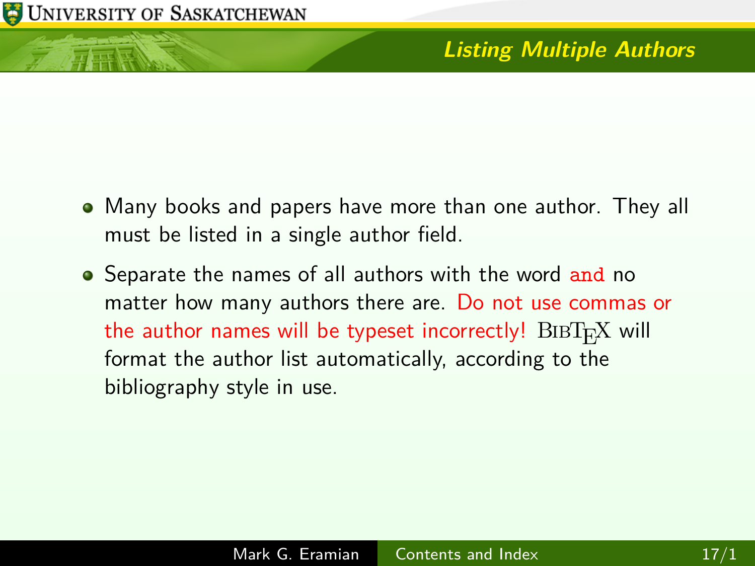## Listing Multiple Authors

- Many books and papers have more than one author. They all must be listed in a single author field.
- Separate the names of all authors with the word `and` no matter how many authors there are. Do not use commas or the author names will be typeset incorrectly! BibTeX will format the author list automatically, according to the bibliography style in use.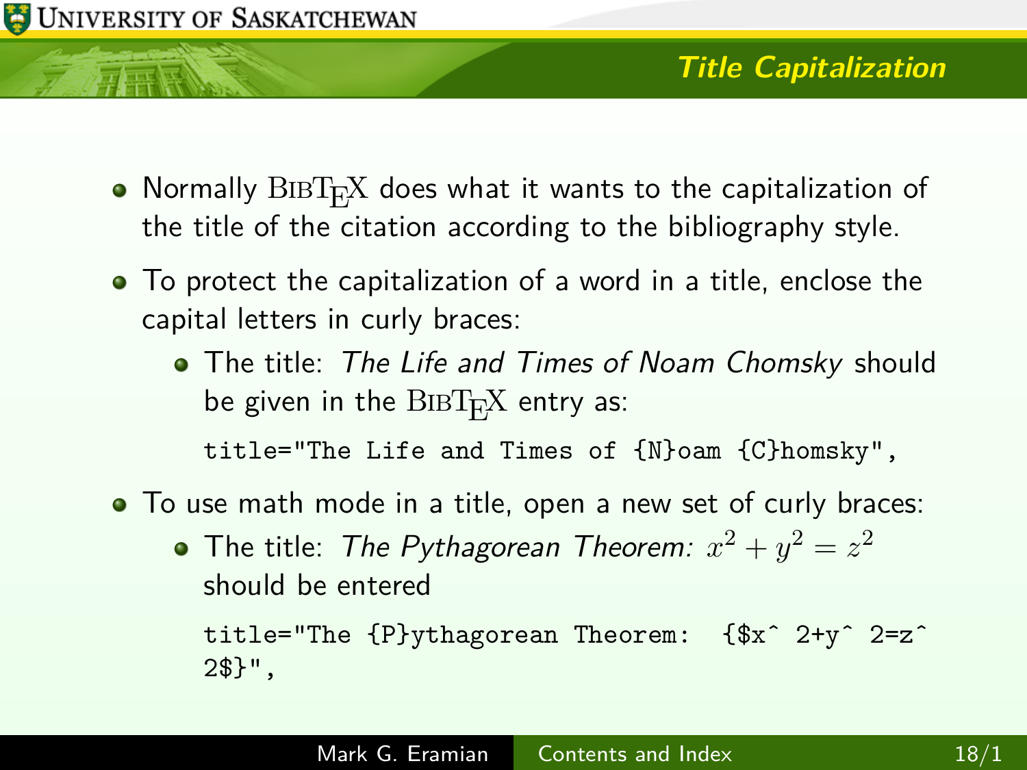# Title Capitalization

- Normally BibTeX does what it wants to the capitalization of the title of the citation according to the bibliography style.
- To protect the capitalization of a word in a title, enclose the capital letters in curly braces:
  - The title: *The Life and Times of Noam Chomsky* should be given in the BibTeX entry as:

    ```
    title="The Life and Times of {N}oam {C}homsky",
    ```

- To use math mode in a title, open a new set of curly braces:
  - The title: *The Pythagorean Theorem:* $x^2 + y^2 = z^2$ should be entered

    ```
    title="The {P}ythagorean Theorem:  {$x^ 2+y^ 2=z^
    2$}",
    ```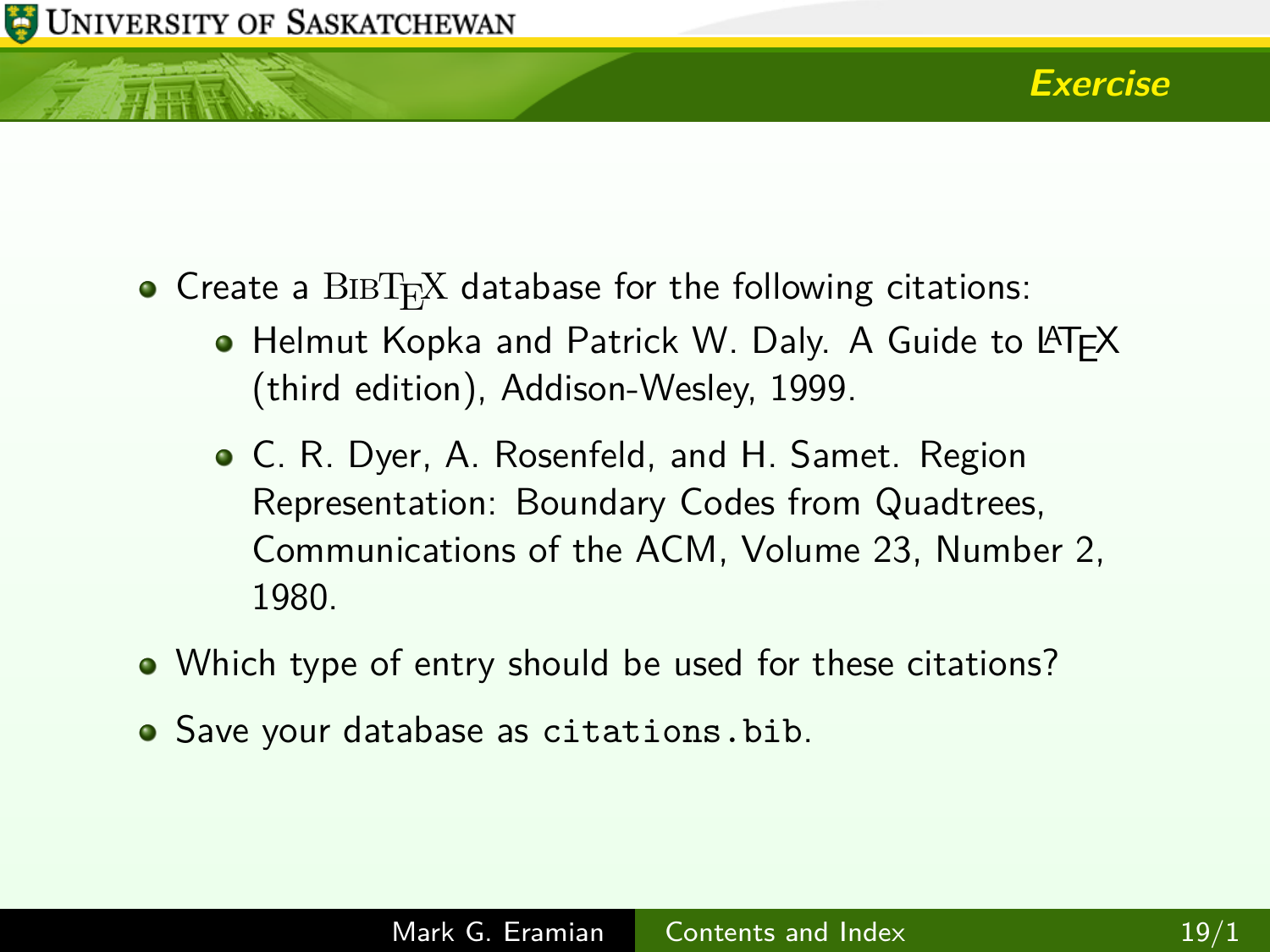## Exercise

- Create a BibTeX database for the following citations:
  - Helmut Kopka and Patrick W. Daly. A Guide to LaTeX (third edition), Addison-Wesley, 1999.
  - C. R. Dyer, A. Rosenfeld, and H. Samet. Region Representation: Boundary Codes from Quadtrees, Communications of the ACM, Volume 23, Number 2, 1980.
- Which type of entry should be used for these citations?
- Save your database as `citations.bib`.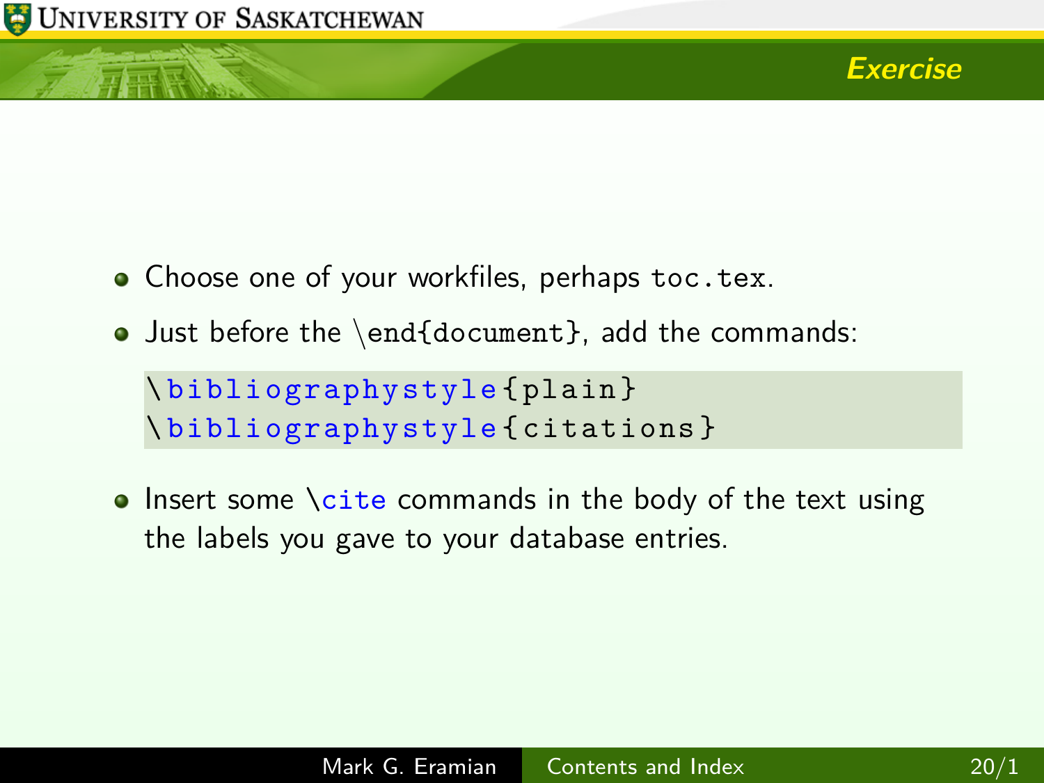## Exercise

- Choose one of your workfiles, perhaps `toc.tex`.
- Just before the `\end{document}`, add the commands:

```
\bibliographystyle{plain}
\bibliographystyle{citations}
```

- Insert some `\cite` commands in the body of the text using the labels you gave to your database entries.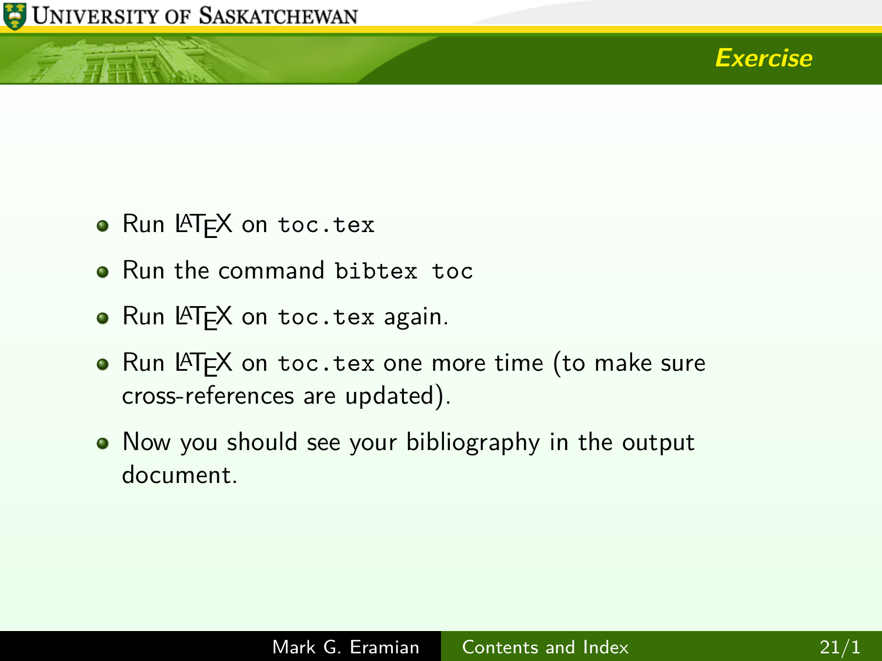## Exercise

- Run LaTeX on `toc.tex`
- Run the command `bibtex toc`
- Run LaTeX on `toc.tex` again.
- Run LaTeX on `toc.tex` one more time (to make sure cross-references are updated).
- Now you should see your bibliography in the output document.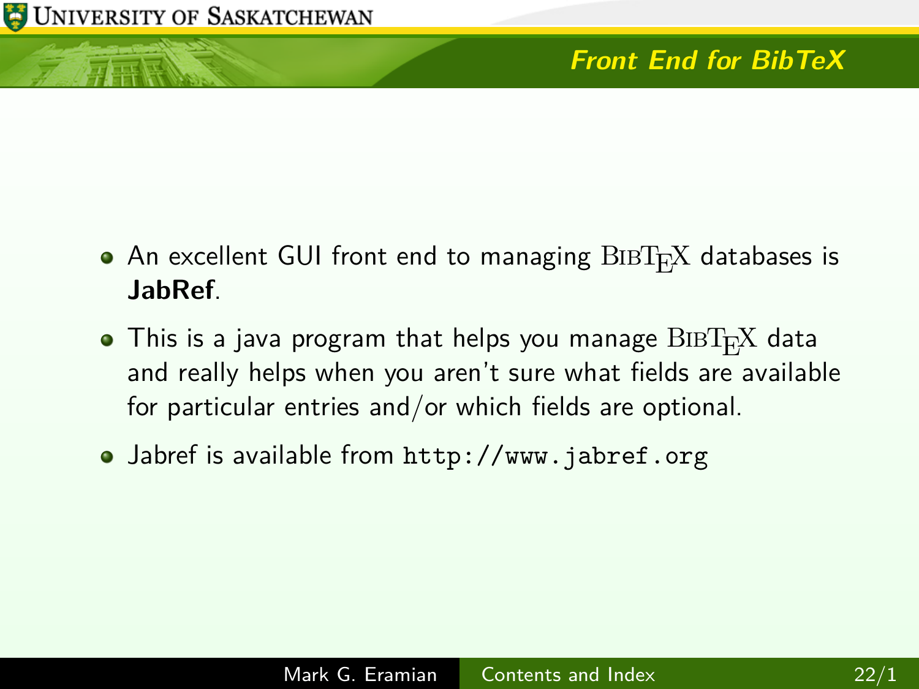## Front End for BibTeX

- An excellent GUI front end to managing BibTeX databases is **JabRef**.
- This is a java program that helps you manage BibTeX data and really helps when you aren't sure what fields are available for particular entries and/or which fields are optional.
- Jabref is available from `http://www.jabref.org`